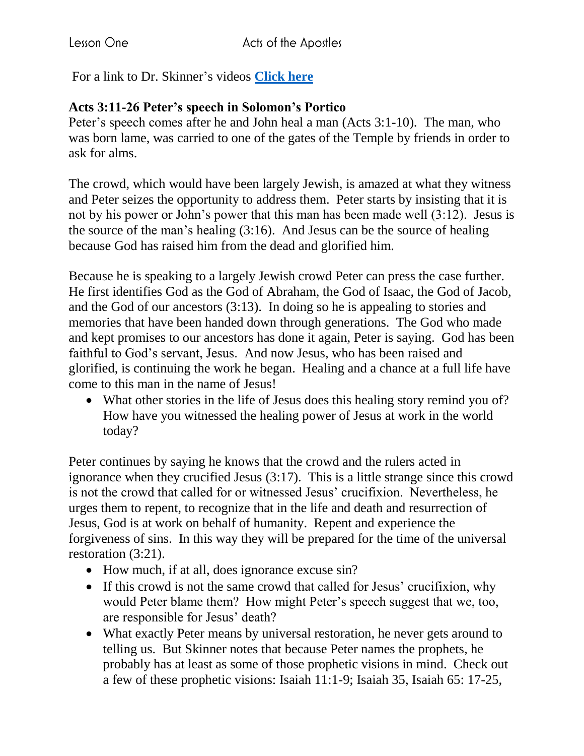Lesson One Acts of the Apostles

For a link to Dr. Skinner's videos **Click here**

### Acts 3:11-26 Peter's speech in Solomon's Portico

Peter's speech comes after he and John heal a man (Acts 3:1-10). The man, who was born lame, was carried to one of the gates of the Temple by friends in order to ask for alms.

The crowd, which would have been largely Jewish, is amazed at what they witness and Peter seizes the opportunity to address them. Peter starts by insisting that it is not by his power or John's power that this man has been made well (3:12). Jesus is the source of the man's healing (3:16). And Jesus can be the source of healing because God has raised him from the dead and glorified him.

Because he is speaking to a largely Jewish crowd Peter can press the case further. He first identifies God as the God of Abraham, the God of Isaac, the God of Jacob, and the God of our ancestors (3:13). In doing so he is appealing to stories and memories that have been handed down through generations. The God who made and kept promises to our ancestors has done it again, Peter is saying. God has been faithful to God's servant, Jesus. And now Jesus, who has been raised and glorified, is continuing the work he began. Healing and a chance at a full life have come to this man in the name of Jesus!

- What other stories in the life of Jesus does this healing story remind you of? How have you witnessed the healing power of Jesus at work in the world today?

Peter continues by saying he knows that the crowd and the rulers acted in ignorance when they crucified Jesus (3:17). This is a little strange since this crowd is not the crowd that called for or witnessed Jesus' crucifixion. Nevertheless, he urges them to repent, to recognize that in the life and death and resurrection of Jesus, God is at work on behalf of humanity. Repent and experience the forgiveness of sins. In this way they will be prepared for the time of the universal restoration (3:21).

- How much, if at all, does ignorance excuse sin?
- If this crowd is not the same crowd that called for Jesus' crucifixion, why would Peter blame them? How might Peter's speech suggest that we, too, are responsible for Jesus' death?
- What exactly Peter means by universal restoration, he never gets around to telling us. But Skinner notes that because Peter names the prophets, he probably has at least as some of those prophetic visions in mind. Check out a few of these prophetic visions: Isaiah 11:1-9; Isaiah 35, Isaiah 65: 17-25,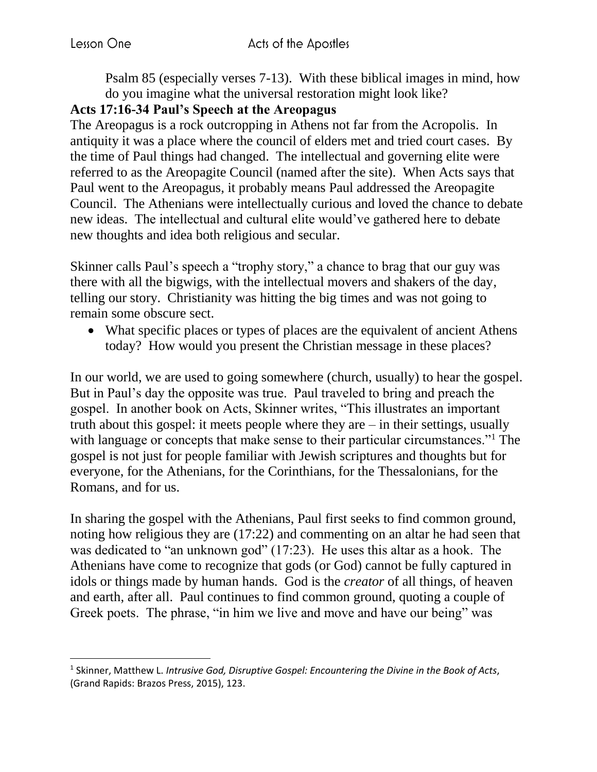Psalm 85 (especially verses 7-13). With these biblical images in mind, how do you imagine what the universal restoration might look like?

**Acts 17:16-34 Paul's Speech at the Areopagus**

The Areopagus is a rock outcropping in Athens not far from the Acropolis. In antiquity it was a place where the council of elders met and tried court cases. By the time of Paul things had changed. The intellectual and governing elite were referred to as the Areopagite Council (named after the site). When Acts says that Paul went to the Areopagus, it probably means Paul addressed the Areopagite Council. The Athenians were intellectually curious and loved the chance to debate new ideas. The intellectual and cultural elite would've gathered here to debate new thoughts and idea both religious and secular.

Skinner calls Paul's speech a "trophy story," a chance to brag that our guy was there with all the bigwigs, with the intellectual movers and shakers of the day, telling our story. Christianity was hitting the big times and was not going to remain some obscure sect.

- What specific places or types of places are the equivalent of ancient Athens today? How would you present the Christian message in these places?

In our world, we are used to going somewhere (church, usually) to hear the gospel. But in Paul's day the opposite was true. Paul traveled to bring and preach the gospel. In another book on Acts, Skinner writes, "This illustrates an important truth about this gospel: it meets people where they are – in their settings, usually with language or concepts that make sense to their particular circumstances."[1] The gospel is not just for people familiar with Jewish scriptures and thoughts but for everyone, for the Athenians, for the Corinthians, for the Thessalonians, for the Romans, and for us.

In sharing the gospel with the Athenians, Paul first seeks to find common ground, noting how religious they are (17:22) and commenting on an altar he had seen that was dedicated to "an unknown god" (17:23). He uses this altar as a hook. The Athenians have come to recognize that gods (or God) cannot be fully captured in idols or things made by human hands. God is the *creator* of all things, of heaven and earth, after all. Paul continues to find common ground, quoting a couple of Greek poets. The phrase, "in him we live and move and have our being" was

---

[1] Skinner, Matthew L. *Intrusive God, Disruptive Gospel: Encountering the Divine in the Book of Acts*, (Grand Rapids: Brazos Press, 2015), 123.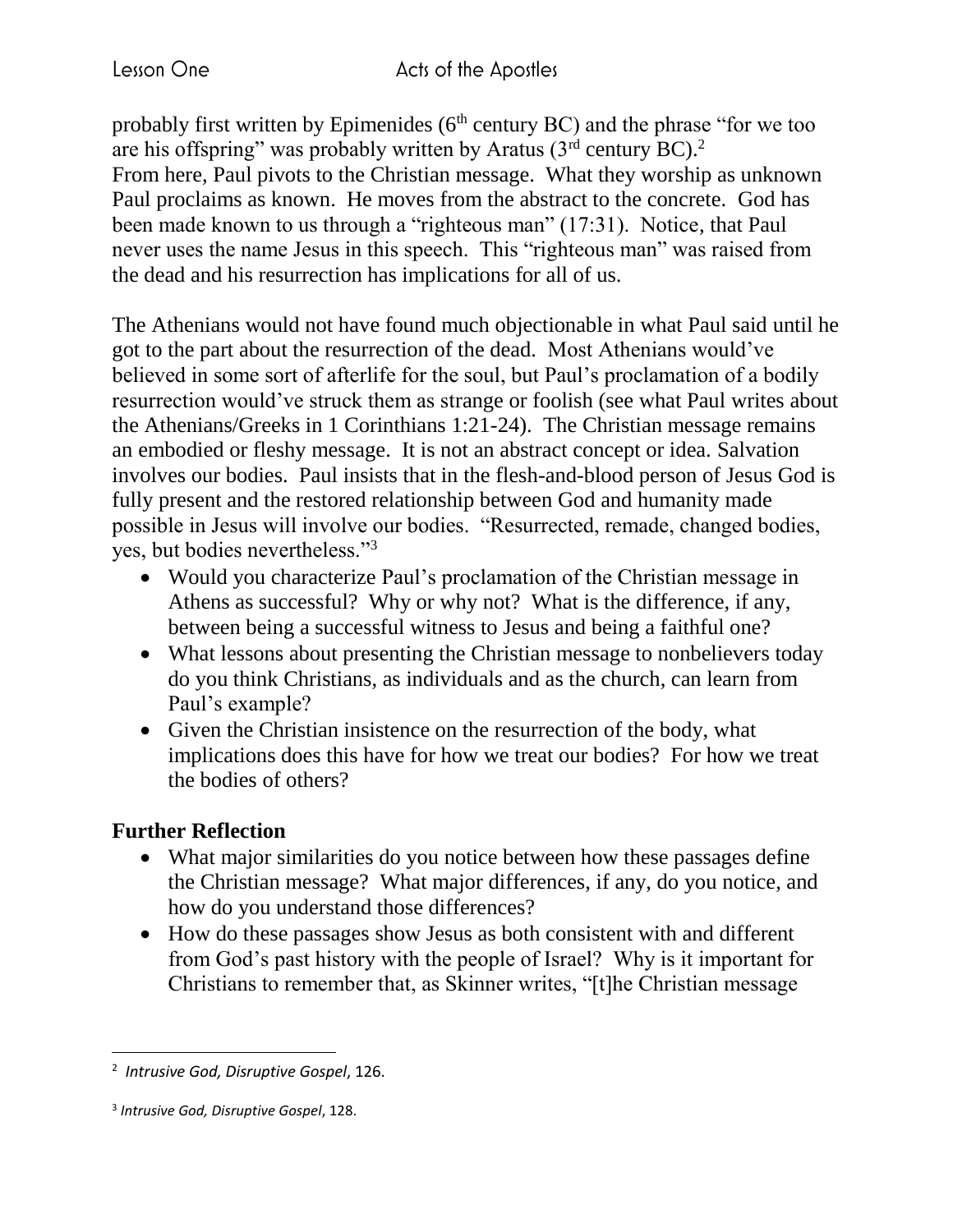probably first written by Epimenides (6th century BC) and the phrase "for we too are his offspring" was probably written by Aratus (3rd century BC).[2]
From here, Paul pivots to the Christian message. What they worship as unknown Paul proclaims as known. He moves from the abstract to the concrete. God has been made known to us through a "righteous man" (17:31). Notice, that Paul never uses the name Jesus in this speech. This "righteous man" was raised from the dead and his resurrection has implications for all of us.

The Athenians would not have found much objectionable in what Paul said until he got to the part about the resurrection of the dead. Most Athenians would've believed in some sort of afterlife for the soul, but Paul's proclamation of a bodily resurrection would've struck them as strange or foolish (see what Paul writes about the Athenians/Greeks in 1 Corinthians 1:21-24). The Christian message remains an embodied or fleshy message. It is not an abstract concept or idea. Salvation involves our bodies. Paul insists that in the flesh-and-blood person of Jesus God is fully present and the restored relationship between God and humanity made possible in Jesus will involve our bodies. "Resurrected, remade, changed bodies, yes, but bodies nevertheless."[3]

- Would you characterize Paul's proclamation of the Christian message in Athens as successful? Why or why not? What is the difference, if any, between being a successful witness to Jesus and being a faithful one?
- What lessons about presenting the Christian message to nonbelievers today do you think Christians, as individuals and as the church, can learn from Paul's example?
- Given the Christian insistence on the resurrection of the body, what implications does this have for how we treat our bodies? For how we treat the bodies of others?

## Further Reflection

- What major similarities do you notice between how these passages define the Christian message? What major differences, if any, do you notice, and how do you understand those differences?
- How do these passages show Jesus as both consistent with and different from God's past history with the people of Israel? Why is it important for Christians to remember that, as Skinner writes, "[t]he Christian message

---

[2] *Intrusive God, Disruptive Gospel*, 126.

[3] *Intrusive God, Disruptive Gospel*, 128.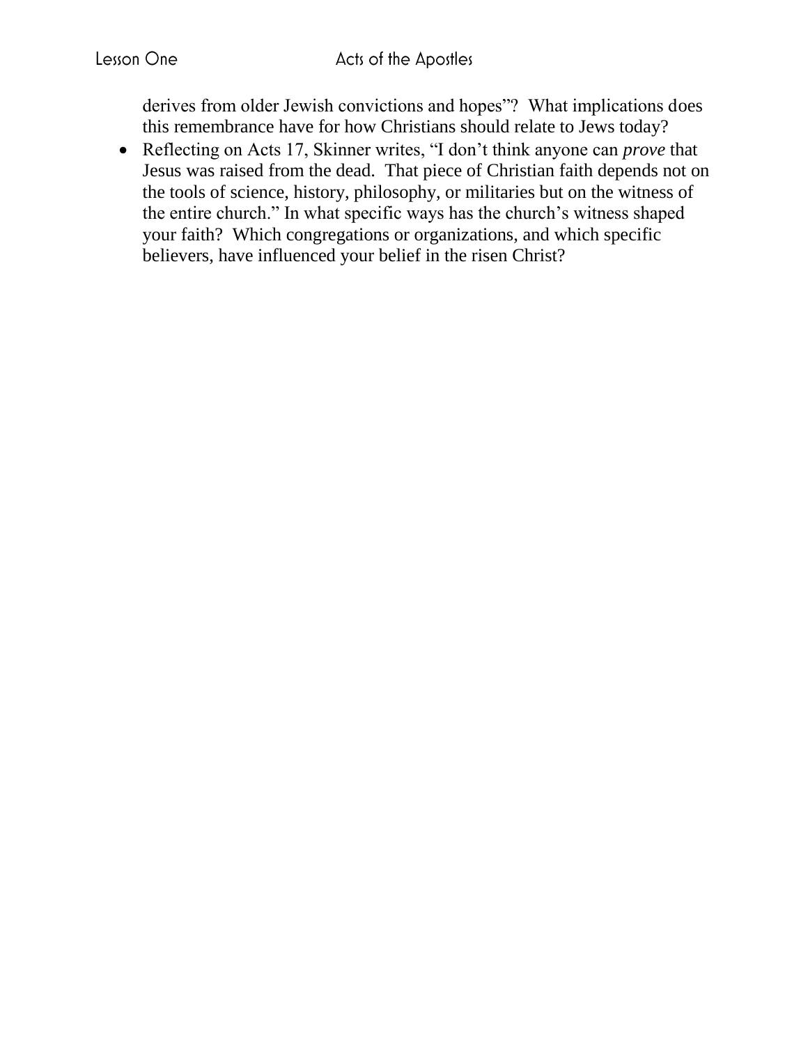derives from older Jewish convictions and hopes"? What implications does this remembrance have for how Christians should relate to Jews today?

- Reflecting on Acts 17, Skinner writes, "I don't think anyone can *prove* that Jesus was raised from the dead. That piece of Christian faith depends not on the tools of science, history, philosophy, or militaries but on the witness of the entire church." In what specific ways has the church's witness shaped your faith? Which congregations or organizations, and which specific believers, have influenced your belief in the risen Christ?